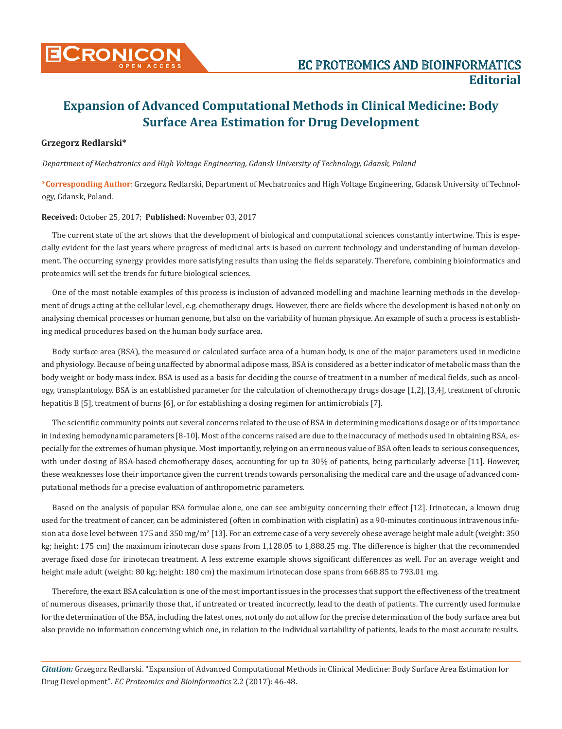# Expansion of Advanced Computational Methods in Clinical Medicine: Body Surface Area Estimation for Drug Development

**Grzegorz Redlarski***

*Department of Mechatronics and High Voltage Engineering, Gdansk University of Technology, Gdansk, Poland*

**\*Corresponding Author**: Grzegorz Redlarski, Department of Mechatronics and High Voltage Engineering, Gdansk University of Technology, Gdansk, Poland.

**Received:** October 25, 2017; **Published:** November 03, 2017

The current state of the art shows that the development of biological and computational sciences constantly intertwine. This is especially evident for the last years where progress of medicinal arts is based on current technology and understanding of human development. The occurring synergy provides more satisfying results than using the fields separately. Therefore, combining bioinformatics and proteomics will set the trends for future biological sciences.

One of the most notable examples of this process is inclusion of advanced modelling and machine learning methods in the development of drugs acting at the cellular level, e.g. chemotherapy drugs. However, there are fields where the development is based not only on analysing chemical processes or human genome, but also on the variability of human physique. An example of such a process is establishing medical procedures based on the human body surface area.

Body surface area (BSA), the measured or calculated surface area of a human body, is one of the major parameters used in medicine and physiology. Because of being unaffected by abnormal adipose mass, BSA is considered as a better indicator of metabolic mass than the body weight or body mass index. BSA is used as a basis for deciding the course of treatment in a number of medical fields, such as oncology, transplantology. BSA is an established parameter for the calculation of chemotherapy drugs dosage [1,2], [3,4], treatment of chronic hepatitis B [5], treatment of burns [6], or for establishing a dosing regimen for antimicrobials [7].

The scientific community points out several concerns related to the use of BSA in determining medications dosage or of its importance in indexing hemodynamic parameters [8-10]. Most of the concerns raised are due to the inaccuracy of methods used in obtaining BSA, especially for the extremes of human physique. Most importantly, relying on an erroneous value of BSA often leads to serious consequences, with under dosing of BSA-based chemotherapy doses, accounting for up to 30% of patients, being particularly adverse [11]. However, these weaknesses lose their importance given the current trends towards personalising the medical care and the usage of advanced computational methods for a precise evaluation of anthropometric parameters.

Based on the analysis of popular BSA formulae alone, one can see ambiguity concerning their effect [12]. Irinotecan, a known drug used for the treatment of cancer, can be administered (often in combination with cisplatin) as a 90-minutes continuous intravenous infusion at a dose level between 175 and 350 mg/m$^2$ [13]. For an extreme case of a very severely obese average height male adult (weight: 350 kg; height: 175 cm) the maximum irinotecan dose spans from 1,128.05 to 1,888.25 mg. The difference is higher that the recommended average fixed dose for irinotecan treatment. A less extreme example shows significant differences as well. For an average weight and height male adult (weight: 80 kg; height: 180 cm) the maximum irinotecan dose spans from 668.85 to 793.01 mg.

Therefore, the exact BSA calculation is one of the most important issues in the processes that support the effectiveness of the treatment of numerous diseases, primarily those that, if untreated or treated incorrectly, lead to the death of patients. The currently used formulae for the determination of the BSA, including the latest ones, not only do not allow for the precise determination of the body surface area but also provide no information concerning which one, in relation to the individual variability of patients, leads to the most accurate results.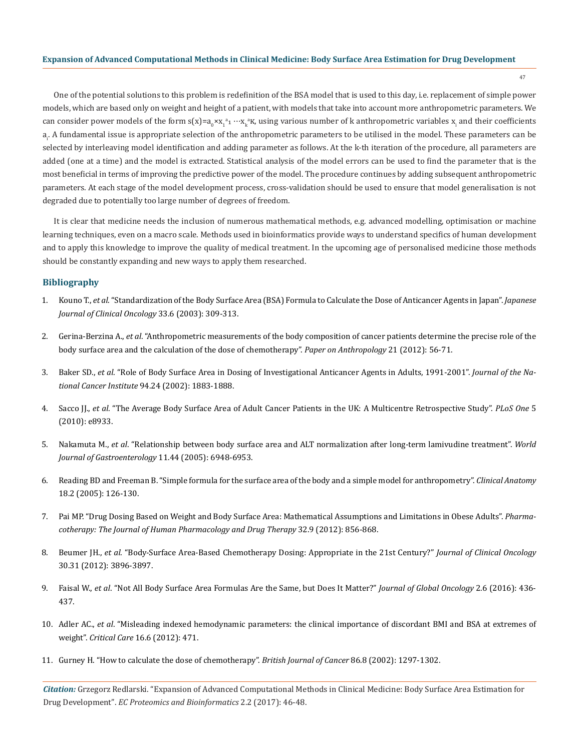One of the potential solutions to this problem is redefinition of the BSA model that is used to this day, i.e. replacement of simple power models, which are based only on weight and height of a patient, with models that take into account more anthropometric parameters. We can consider power models of the form $s(x)=a_0 \times x_1^{a_1} \cdots x_k^{a_K}$, using various number of k anthropometric variables $x_i$ and their coefficients $a_i$. A fundamental issue is appropriate selection of the anthropometric parameters to be utilised in the model. These parameters can be selected by interleaving model identification and adding parameter as follows. At the k-th iteration of the procedure, all parameters are added (one at a time) and the model is extracted. Statistical analysis of the model errors can be used to find the parameter that is the most beneficial in terms of improving the predictive power of the model. The procedure continues by adding subsequent anthropometric parameters. At each stage of the model development process, cross-validation should be used to ensure that model generalisation is not degraded due to potentially too large number of degrees of freedom.

It is clear that medicine needs the inclusion of numerous mathematical methods, e.g. advanced modelling, optimisation or machine learning techniques, even on a macro scale. Methods used in bioinformatics provide ways to understand specifics of human development and to apply this knowledge to improve the quality of medical treatment. In the upcoming age of personalised medicine those methods should be constantly expanding and new ways to apply them researched.

## Bibliography

1. Kouno T., *et al*. "Standardization of the Body Surface Area (BSA) Formula to Calculate the Dose of Anticancer Agents in Japan". *Japanese Journal of Clinical Oncology* 33.6 (2003): 309-313.
2. Gerina-Berzina A., *et al*. "Anthropometric measurements of the body composition of cancer patients determine the precise role of the body surface area and the calculation of the dose of chemotherapy". *Paper on Anthropology* 21 (2012): 56-71.
3. Baker SD., *et al*. "Role of Body Surface Area in Dosing of Investigational Anticancer Agents in Adults, 1991-2001". *Journal of the National Cancer Institute* 94.24 (2002): 1883-1888.
4. Sacco JJ., *et al*. "The Average Body Surface Area of Adult Cancer Patients in the UK: A Multicentre Retrospective Study". *PLoS One* 5 (2010): e8933.
5. Nakamuta M., *et al*. "Relationship between body surface area and ALT normalization after long-term lamivudine treatment". *World Journal of Gastroenterology* 11.44 (2005): 6948-6953.
6. Reading BD and Freeman B. "Simple formula for the surface area of the body and a simple model for anthropometry". *Clinical Anatomy* 18.2 (2005): 126-130.
7. Pai MP. "Drug Dosing Based on Weight and Body Surface Area: Mathematical Assumptions and Limitations in Obese Adults". *Pharmacotherapy: The Journal of Human Pharmacology and Drug Therapy* 32.9 (2012): 856-868.
8. Beumer JH., *et al*. "Body-Surface Area-Based Chemotherapy Dosing: Appropriate in the 21st Century?" *Journal of Clinical Oncology* 30.31 (2012): 3896-3897.
9. Faisal W., *et al*. "Not All Body Surface Area Formulas Are the Same, but Does It Matter?" *Journal of Global Oncology* 2.6 (2016): 436-437.
10. Adler AC., *et al*. "Misleading indexed hemodynamic parameters: the clinical importance of discordant BMI and BSA at extremes of weight". *Critical Care* 16.6 (2012): 471.
11. Gurney H. "How to calculate the dose of chemotherapy". *British Journal of Cancer* 86.8 (2002): 1297-1302.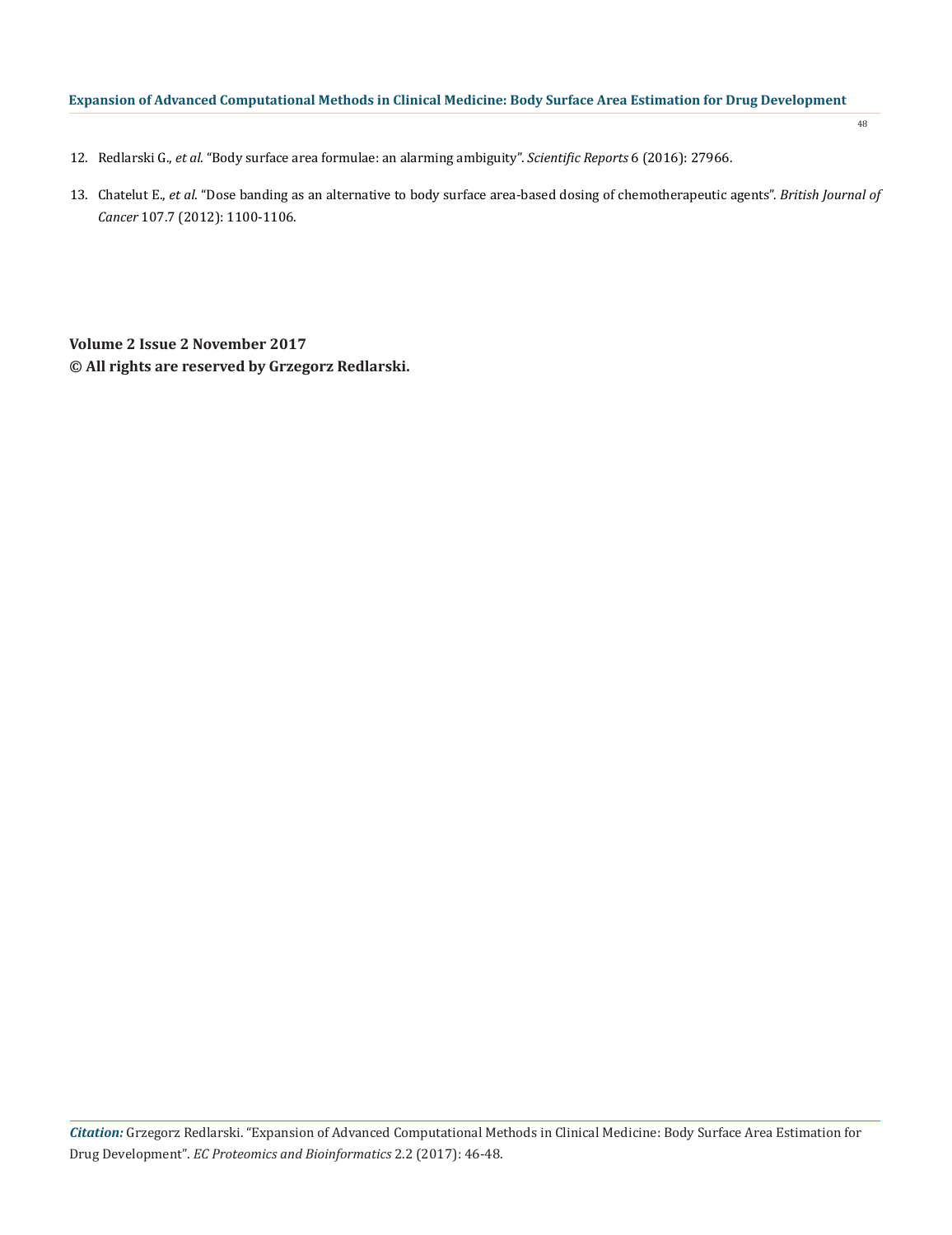12. Redlarski G., *et al*. "Body surface area formulae: an alarming ambiguity". *Scientific Reports* 6 (2016): 27966.

13. Chatelut E., *et al*. "Dose banding as an alternative to body surface area-based dosing of chemotherapeutic agents". *British Journal of Cancer* 107.7 (2012): 1100-1106.

**Volume 2 Issue 2 November 2017**
**© All rights are reserved by Grzegorz Redlarski.**